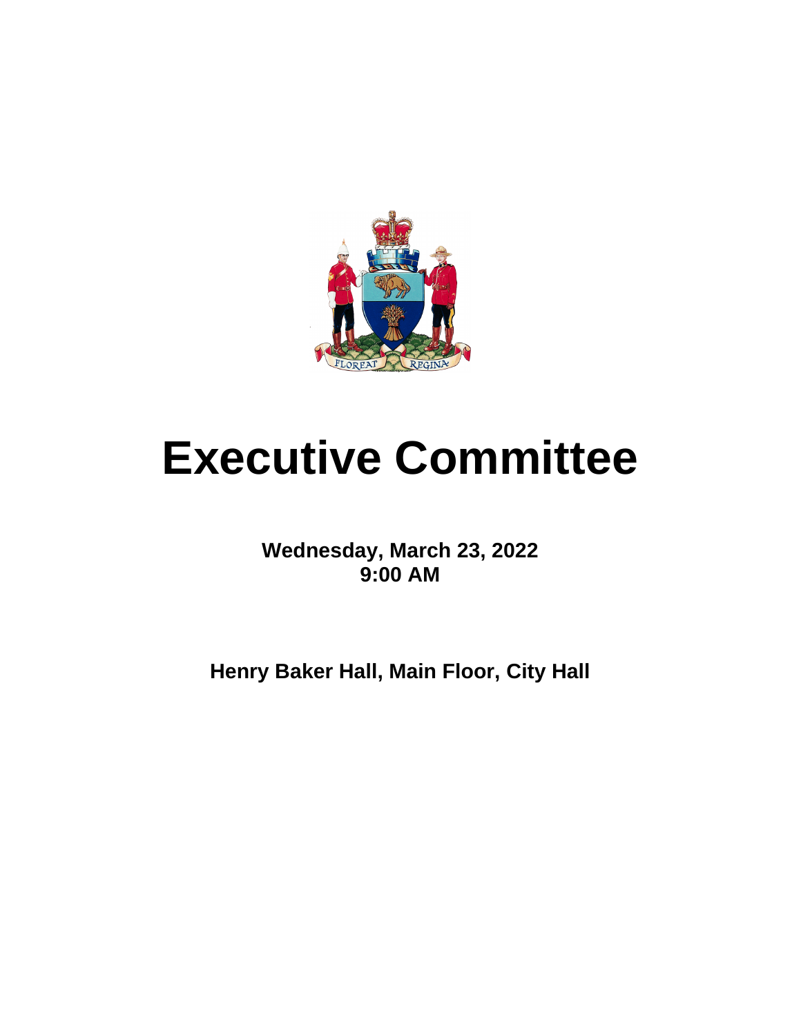# Executive Committee

**Wednesday, March 23, 2022**
**9:00 AM**

**Henry Baker Hall, Main Floor, City Hall**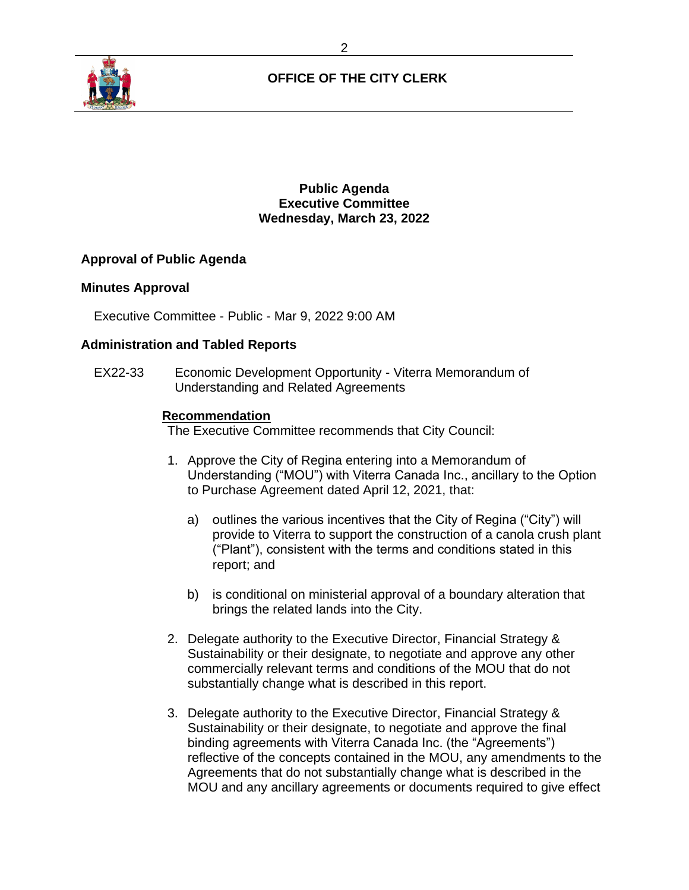## OFFICE OF THE CITY CLERK

**Public Agenda**
**Executive Committee**
**Wednesday, March 23, 2022**

### Approval of Public Agenda

### Minutes Approval

Executive Committee - Public - Mar 9, 2022 9:00 AM

### Administration and Tabled Reports

EX22-33 Economic Development Opportunity - Viterra Memorandum of Understanding and Related Agreements

**Recommendation**

The Executive Committee recommends that City Council:

1. Approve the City of Regina entering into a Memorandum of Understanding ("MOU") with Viterra Canada Inc., ancillary to the Option to Purchase Agreement dated April 12, 2021, that:

   a) outlines the various incentives that the City of Regina ("City") will provide to Viterra to support the construction of a canola crush plant ("Plant"), consistent with the terms and conditions stated in this report; and

   b) is conditional on ministerial approval of a boundary alteration that brings the related lands into the City.

2. Delegate authority to the Executive Director, Financial Strategy & Sustainability or their designate, to negotiate and approve any other commercially relevant terms and conditions of the MOU that do not substantially change what is described in this report.

3. Delegate authority to the Executive Director, Financial Strategy & Sustainability or their designate, to negotiate and approve the final binding agreements with Viterra Canada Inc. (the "Agreements") reflective of the concepts contained in the MOU, any amendments to the Agreements that do not substantially change what is described in the MOU and any ancillary agreements or documents required to give effect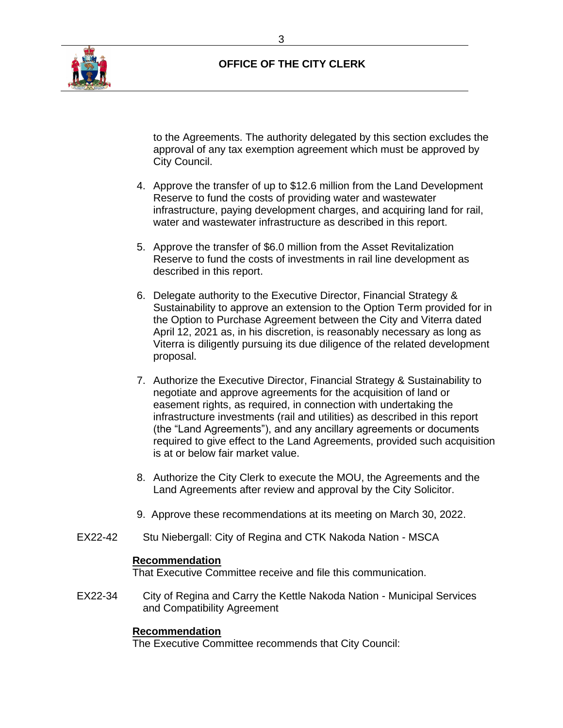to the Agreements. The authority delegated by this section excludes the approval of any tax exemption agreement which must be approved by City Council.

4. Approve the transfer of up to $12.6 million from the Land Development Reserve to fund the costs of providing water and wastewater infrastructure, paying development charges, and acquiring land for rail, water and wastewater infrastructure as described in this report.

5. Approve the transfer of $6.0 million from the Asset Revitalization Reserve to fund the costs of investments in rail line development as described in this report.

6. Delegate authority to the Executive Director, Financial Strategy & Sustainability to approve an extension to the Option Term provided for in the Option to Purchase Agreement between the City and Viterra dated April 12, 2021 as, in his discretion, is reasonably necessary as long as Viterra is diligently pursuing its due diligence of the related development proposal.

7. Authorize the Executive Director, Financial Strategy & Sustainability to negotiate and approve agreements for the acquisition of land or easement rights, as required, in connection with undertaking the infrastructure investments (rail and utilities) as described in this report (the "Land Agreements"), and any ancillary agreements or documents required to give effect to the Land Agreements, provided such acquisition is at or below fair market value.

8. Authorize the City Clerk to execute the MOU, the Agreements and the Land Agreements after review and approval by the City Solicitor.

9. Approve these recommendations at its meeting on March 30, 2022.

EX22-42 Stu Niebergall: City of Regina and CTK Nakoda Nation - MSCA

**Recommendation**

That Executive Committee receive and file this communication.

EX22-34 City of Regina and Carry the Kettle Nakoda Nation - Municipal Services and Compatibility Agreement

**Recommendation**

The Executive Committee recommends that City Council: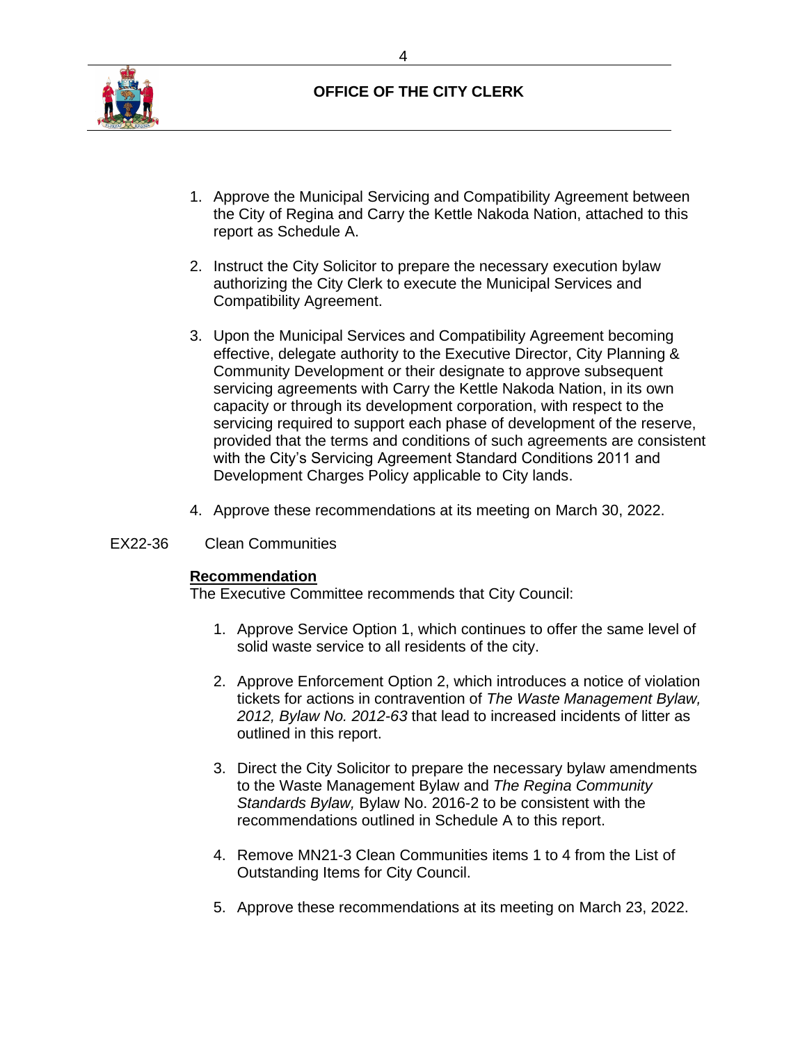1. Approve the Municipal Servicing and Compatibility Agreement between the City of Regina and Carry the Kettle Nakoda Nation, attached to this report as Schedule A.

2. Instruct the City Solicitor to prepare the necessary execution bylaw authorizing the City Clerk to execute the Municipal Services and Compatibility Agreement.

3. Upon the Municipal Services and Compatibility Agreement becoming effective, delegate authority to the Executive Director, City Planning & Community Development or their designate to approve subsequent servicing agreements with Carry the Kettle Nakoda Nation, in its own capacity or through its development corporation, with respect to the servicing required to support each phase of development of the reserve, provided that the terms and conditions of such agreements are consistent with the City's Servicing Agreement Standard Conditions 2011 and Development Charges Policy applicable to City lands.

4. Approve these recommendations at its meeting on March 30, 2022.

EX22-36 Clean Communities

**Recommendation**
The Executive Committee recommends that City Council:

1. Approve Service Option 1, which continues to offer the same level of solid waste service to all residents of the city.

2. Approve Enforcement Option 2, which introduces a notice of violation tickets for actions in contravention of *The Waste Management Bylaw, 2012, Bylaw No. 2012-63* that lead to increased incidents of litter as outlined in this report.

3. Direct the City Solicitor to prepare the necessary bylaw amendments to the Waste Management Bylaw and *The Regina Community Standards Bylaw,* Bylaw No. 2016-2 to be consistent with the recommendations outlined in Schedule A to this report.

4. Remove MN21-3 Clean Communities items 1 to 4 from the List of Outstanding Items for City Council.

5. Approve these recommendations at its meeting on March 23, 2022.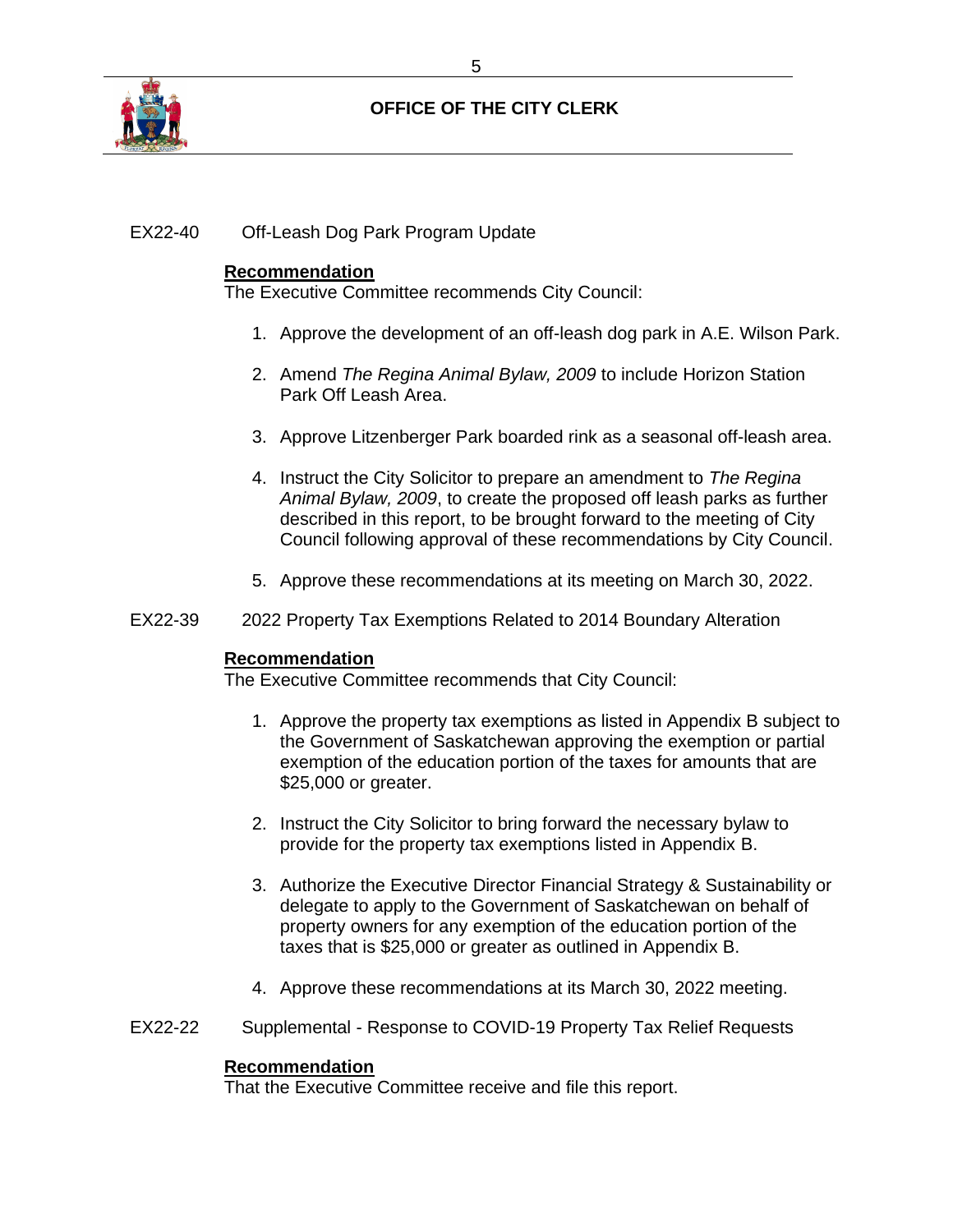EX22-40 Off-Leash Dog Park Program Update

**Recommendation**

The Executive Committee recommends City Council:

1. Approve the development of an off-leash dog park in A.E. Wilson Park.

2. Amend *The Regina Animal Bylaw, 2009* to include Horizon Station Park Off Leash Area.

3. Approve Litzenberger Park boarded rink as a seasonal off-leash area.

4. Instruct the City Solicitor to prepare an amendment to *The Regina Animal Bylaw, 2009*, to create the proposed off leash parks as further described in this report, to be brought forward to the meeting of City Council following approval of these recommendations by City Council.

5. Approve these recommendations at its meeting on March 30, 2022.

EX22-39 2022 Property Tax Exemptions Related to 2014 Boundary Alteration

**Recommendation**

The Executive Committee recommends that City Council:

1. Approve the property tax exemptions as listed in Appendix B subject to the Government of Saskatchewan approving the exemption or partial exemption of the education portion of the taxes for amounts that are $25,000 or greater.

2. Instruct the City Solicitor to bring forward the necessary bylaw to provide for the property tax exemptions listed in Appendix B.

3. Authorize the Executive Director Financial Strategy & Sustainability or delegate to apply to the Government of Saskatchewan on behalf of property owners for any exemption of the education portion of the taxes that is $25,000 or greater as outlined in Appendix B.

4. Approve these recommendations at its March 30, 2022 meeting.

EX22-22 Supplemental - Response to COVID-19 Property Tax Relief Requests

**Recommendation**

That the Executive Committee receive and file this report.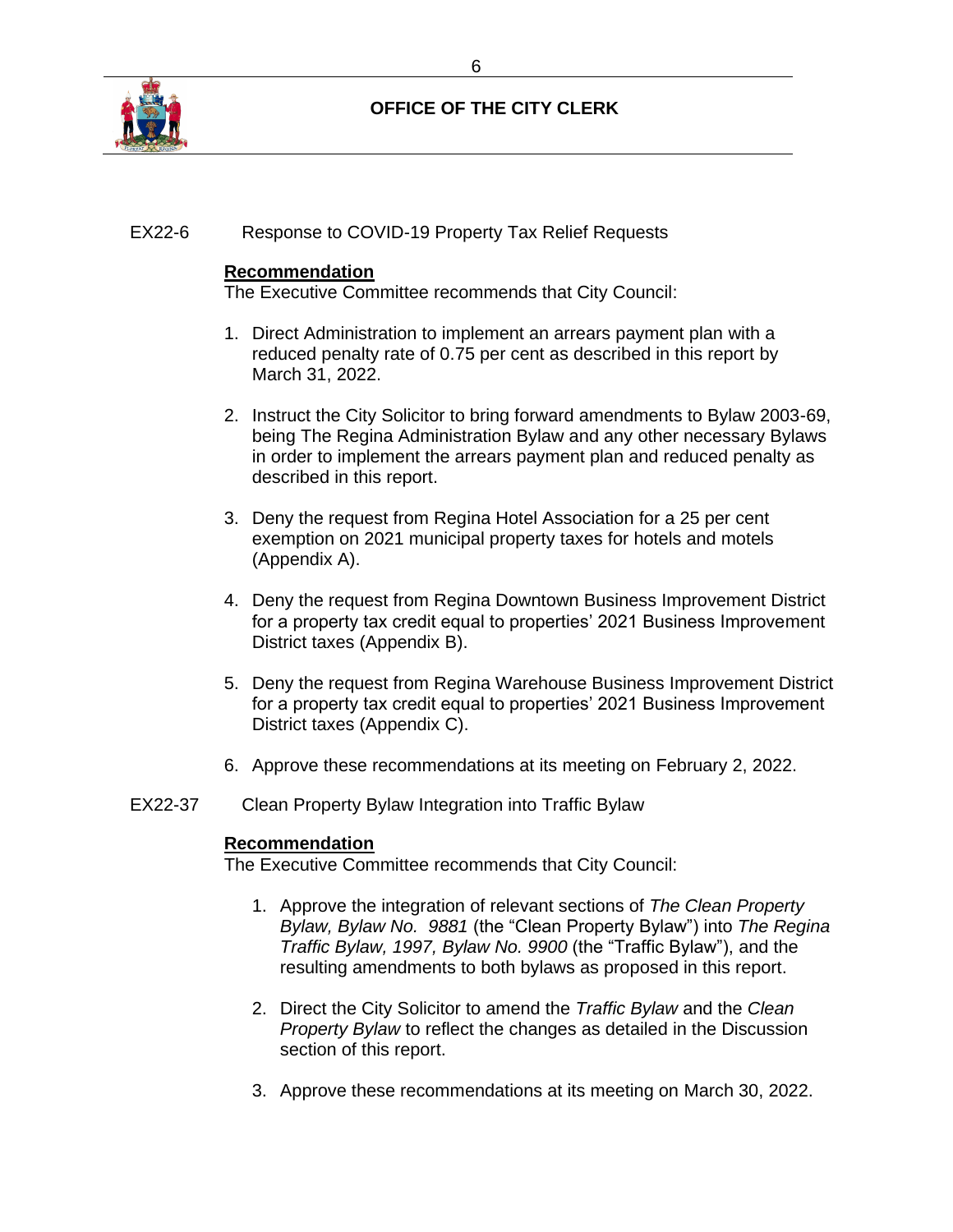**OFFICE OF THE CITY CLERK**

EX22-6 Response to COVID-19 Property Tax Relief Requests

**Recommendation**

The Executive Committee recommends that City Council:

1. Direct Administration to implement an arrears payment plan with a reduced penalty rate of 0.75 per cent as described in this report by March 31, 2022.

2. Instruct the City Solicitor to bring forward amendments to Bylaw 2003-69, being The Regina Administration Bylaw and any other necessary Bylaws in order to implement the arrears payment plan and reduced penalty as described in this report.

3. Deny the request from Regina Hotel Association for a 25 per cent exemption on 2021 municipal property taxes for hotels and motels (Appendix A).

4. Deny the request from Regina Downtown Business Improvement District for a property tax credit equal to properties' 2021 Business Improvement District taxes (Appendix B).

5. Deny the request from Regina Warehouse Business Improvement District for a property tax credit equal to properties' 2021 Business Improvement District taxes (Appendix C).

6. Approve these recommendations at its meeting on February 2, 2022.

EX22-37 Clean Property Bylaw Integration into Traffic Bylaw

**Recommendation**

The Executive Committee recommends that City Council:

1. Approve the integration of relevant sections of *The Clean Property Bylaw, Bylaw No. 9881* (the "Clean Property Bylaw") into *The Regina Traffic Bylaw, 1997, Bylaw No. 9900* (the "Traffic Bylaw"), and the resulting amendments to both bylaws as proposed in this report.

2. Direct the City Solicitor to amend the *Traffic Bylaw* and the *Clean Property Bylaw* to reflect the changes as detailed in the Discussion section of this report.

3. Approve these recommendations at its meeting on March 30, 2022.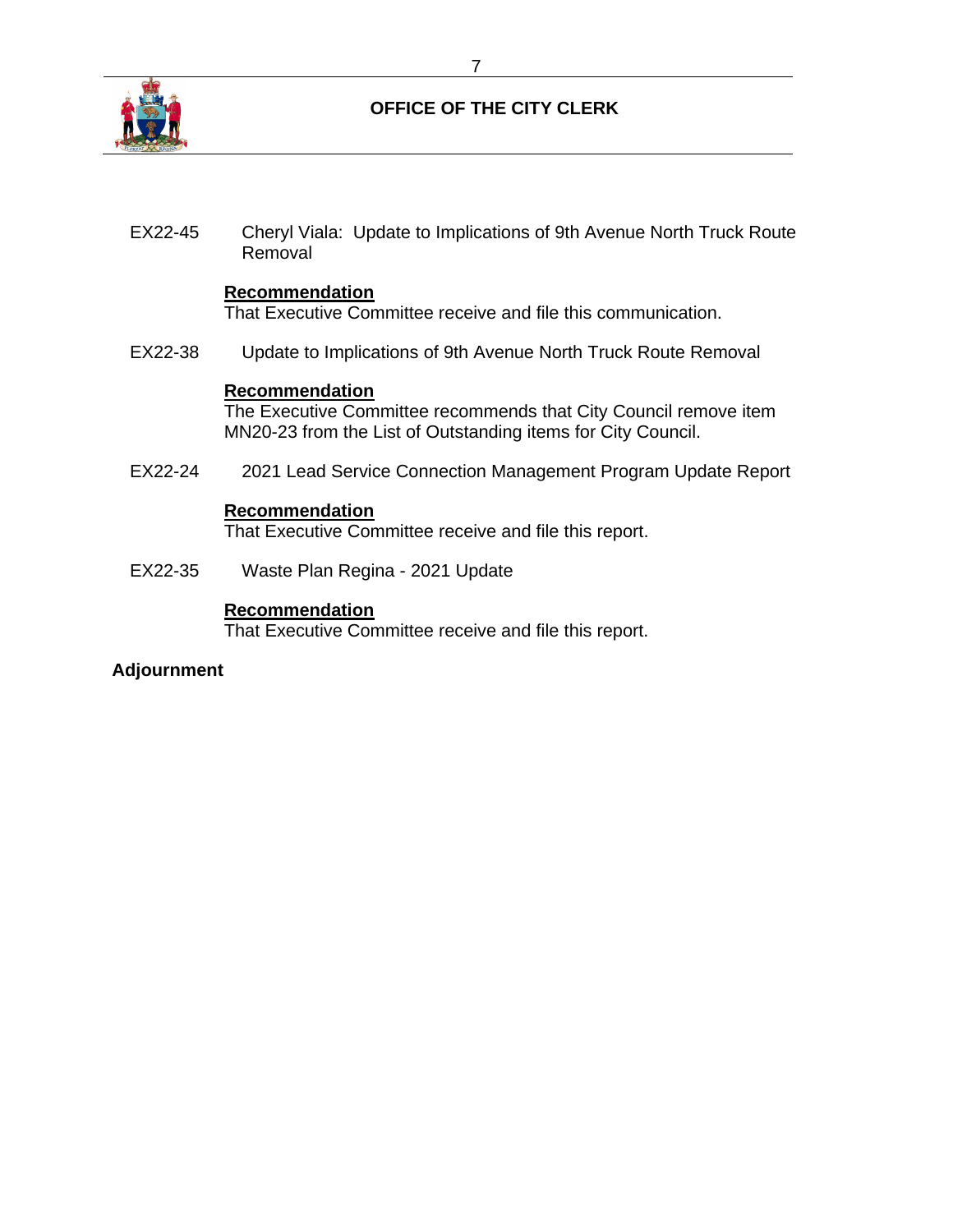EX22-45 Cheryl Viala: Update to Implications of 9th Avenue North Truck Route Removal

**Recommendation**
That Executive Committee receive and file this communication.

EX22-38 Update to Implications of 9th Avenue North Truck Route Removal

**Recommendation**
The Executive Committee recommends that City Council remove item MN20-23 from the List of Outstanding items for City Council.

EX22-24 2021 Lead Service Connection Management Program Update Report

**Recommendation**
That Executive Committee receive and file this report.

EX22-35 Waste Plan Regina - 2021 Update

**Recommendation**
That Executive Committee receive and file this report.

**Adjournment**